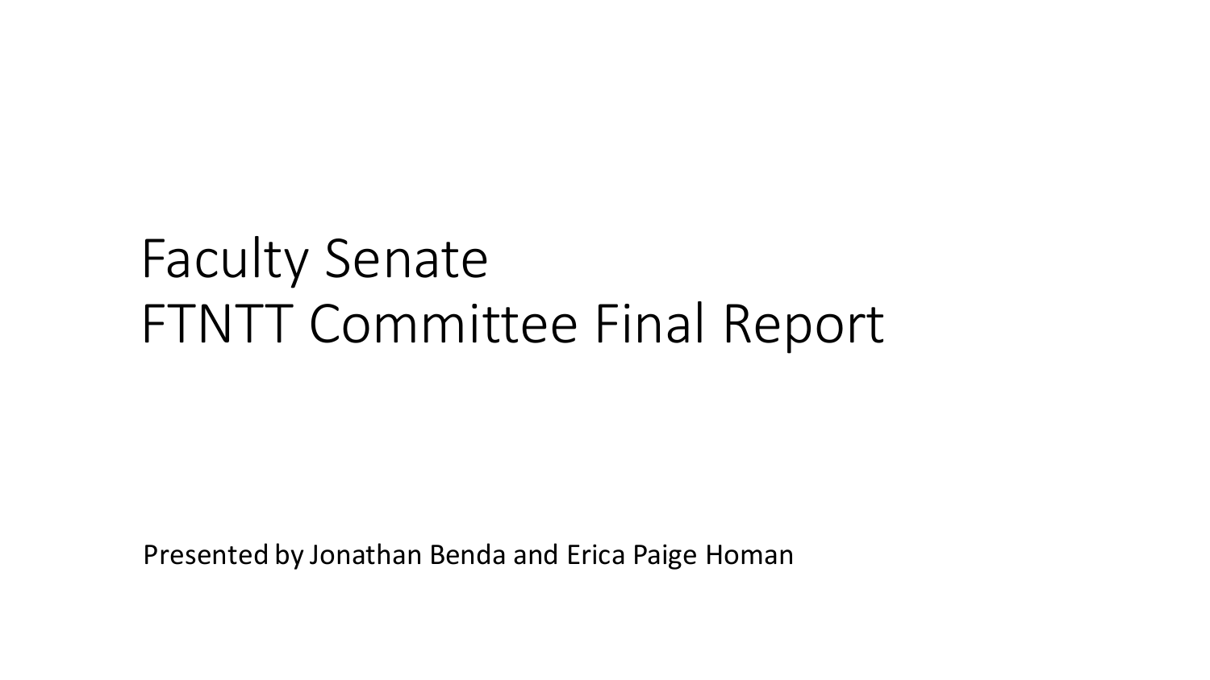# Faculty Senate
# FTNTT Committee Final Report

Presented by Jonathan Benda and Erica Paige Homan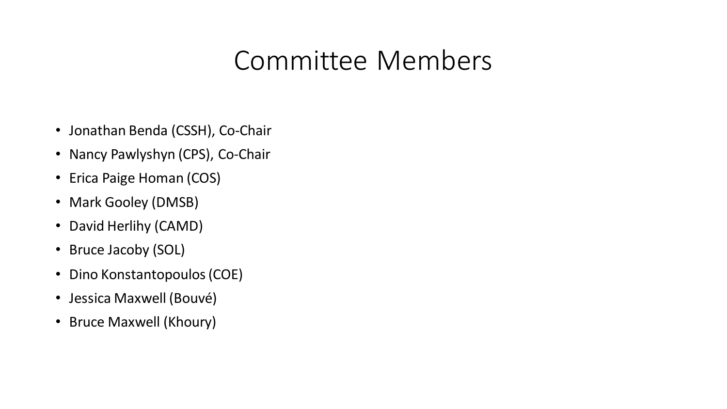# Committee Members

- Jonathan Benda (CSSH), Co-Chair
- Nancy Pawlyshyn (CPS), Co-Chair
- Erica Paige Homan (COS)
- Mark Gooley (DMSB)
- David Herlihy (CAMD)
- Bruce Jacoby (SOL)
- Dino Konstantopoulos (COE)
- Jessica Maxwell (Bouvé)
- Bruce Maxwell (Khoury)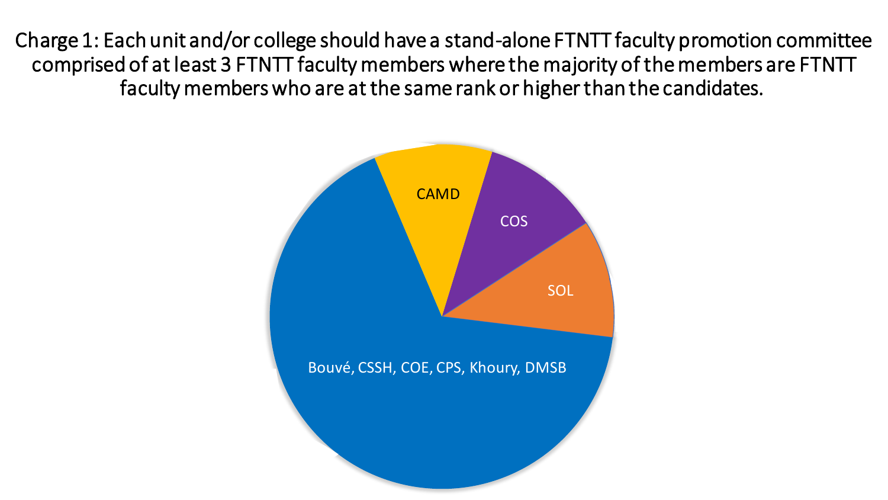Charge 1: Each unit and/or college should have a stand-alone FTNTT faculty promotion committee comprised of at least 3 FTNTT faculty members where the majority of the members are FTNTT faculty members who are at the same rank or higher than the candidates.

CAMD

COS

SOL

Bouvé, CSSH, COE, CPS, Khoury, DMSB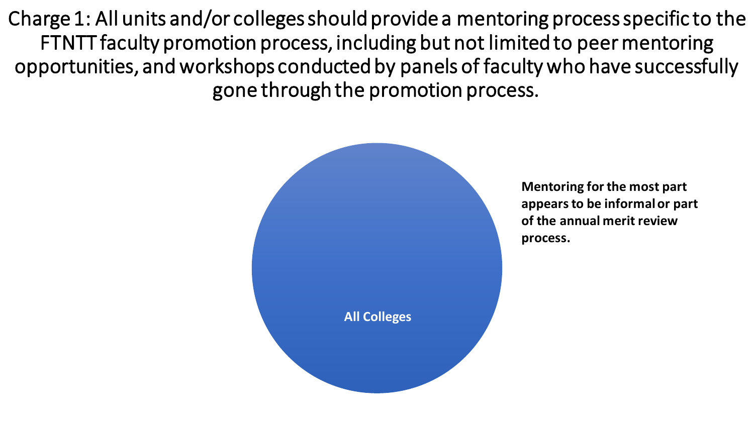# Charge 1: All units and/or colleges should provide a mentoring process specific to the FTNTT faculty promotion process, including but not limited to peer mentoring opportunities, and workshops conducted by panels of faculty who have successfully gone through the promotion process.

All Colleges

**Mentoring for the most part appears to be informal or part of the annual merit review process.**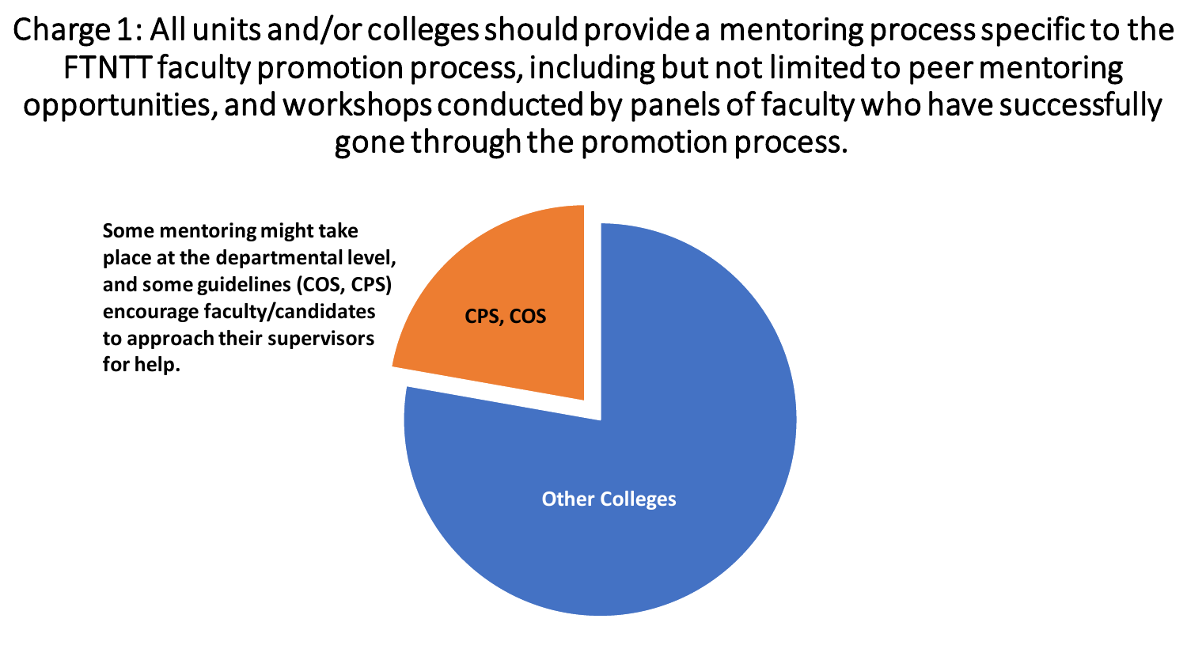# Charge 1: All units and/or colleges should provide a mentoring process specific to the FTNTT faculty promotion process, including but not limited to peer mentoring opportunities, and workshops conducted by panels of faculty who have successfully gone through the promotion process.

**Some mentoring might take place at the departmental level, and some guidelines (COS, CPS) encourage faculty/candidates to approach their supervisors for help.**

**CPS, COS**

**Other Colleges**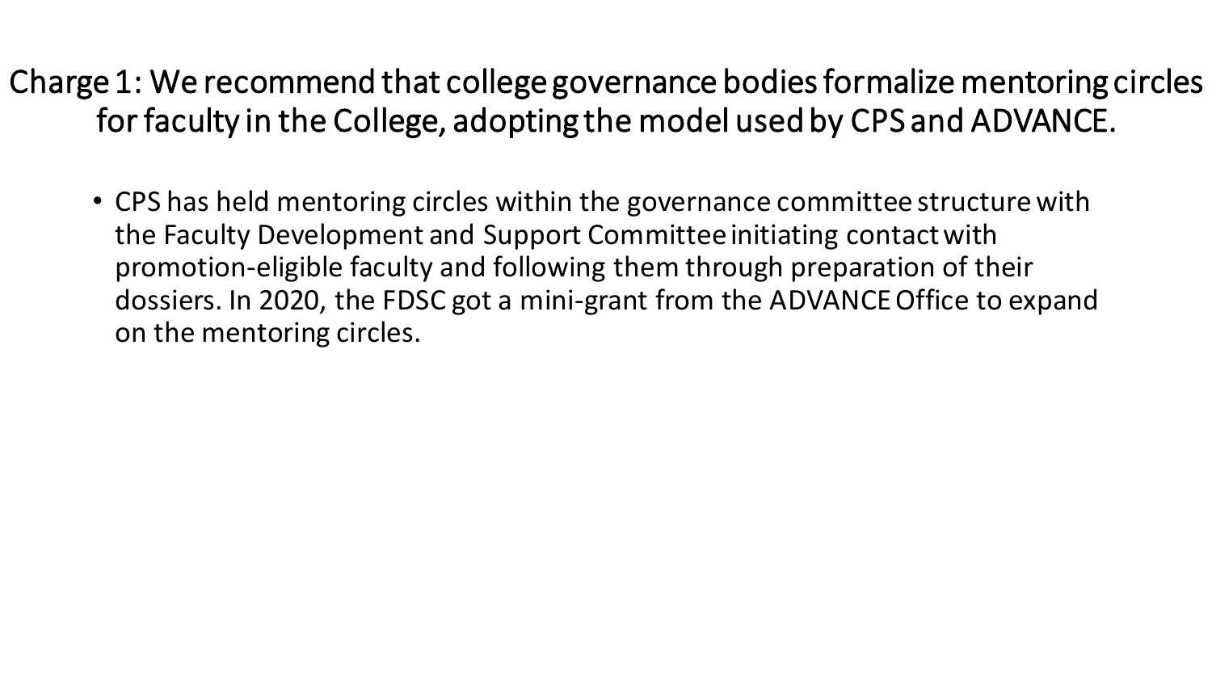# Charge 1: We recommend that college governance bodies formalize mentoring circles for faculty in the College, adopting the model used by CPS and ADVANCE.

- CPS has held mentoring circles within the governance committee structure with the Faculty Development and Support Committee initiating contact with promotion-eligible faculty and following them through preparation of their dossiers. In 2020, the FDSC got a mini-grant from the ADVANCE Office to expand on the mentoring circles.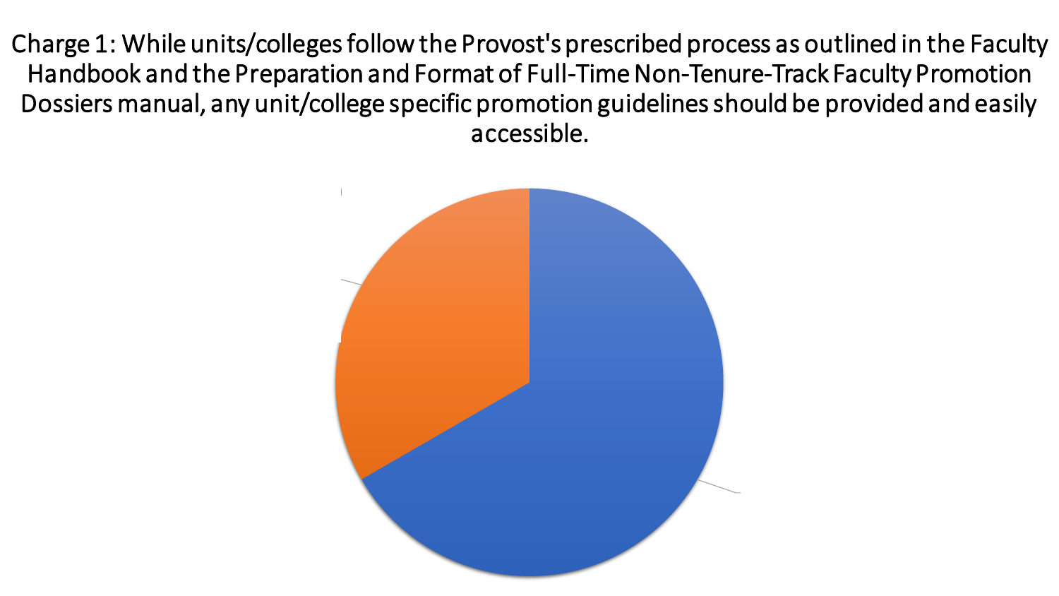Charge 1: While units/colleges follow the Provost's prescribed process as outlined in the Faculty Handbook and the Preparation and Format of Full-Time Non-Tenure-Track Faculty Promotion Dossiers manual, any unit/college specific promotion guidelines should be provided and easily accessible.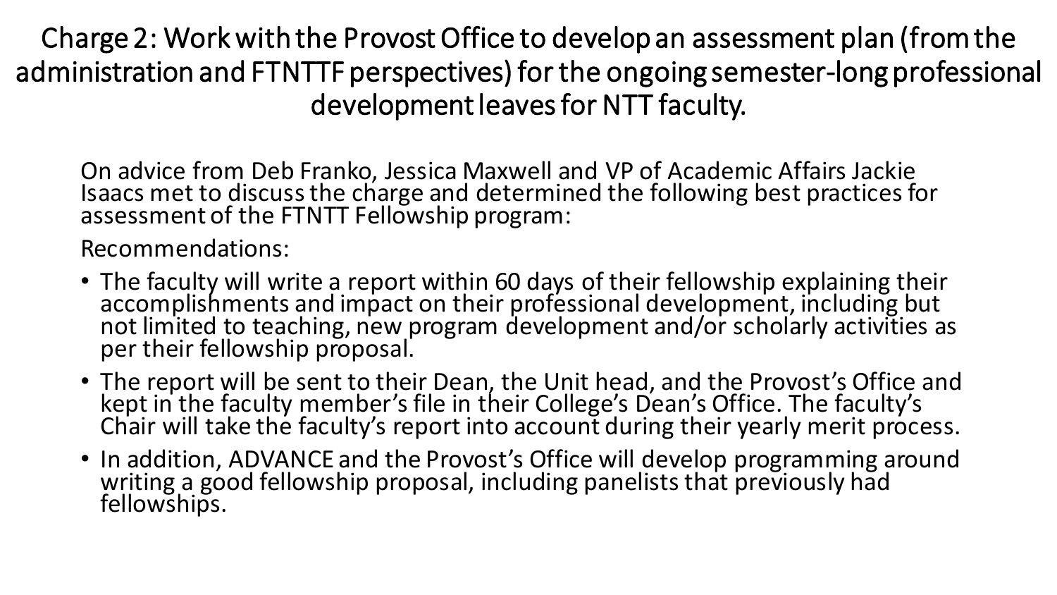# Charge 2: Work with the Provost Office to develop an assessment plan (from the administration and FTNTTF perspectives) for the ongoing semester-long professional development leaves for NTT faculty.

On advice from Deb Franko, Jessica Maxwell and VP of Academic Affairs Jackie Isaacs met to discuss the charge and determined the following best practices for assessment of the FTNTT Fellowship program:

Recommendations:

- The faculty will write a report within 60 days of their fellowship explaining their accomplishments and impact on their professional development, including but not limited to teaching, new program development and/or scholarly activities as per their fellowship proposal.
- The report will be sent to their Dean, the Unit head, and the Provost's Office and kept in the faculty member's file in their College's Dean's Office. The faculty's Chair will take the faculty's report into account during their yearly merit process.
- In addition, ADVANCE and the Provost's Office will develop programming around writing a good fellowship proposal, including panelists that previously had fellowships.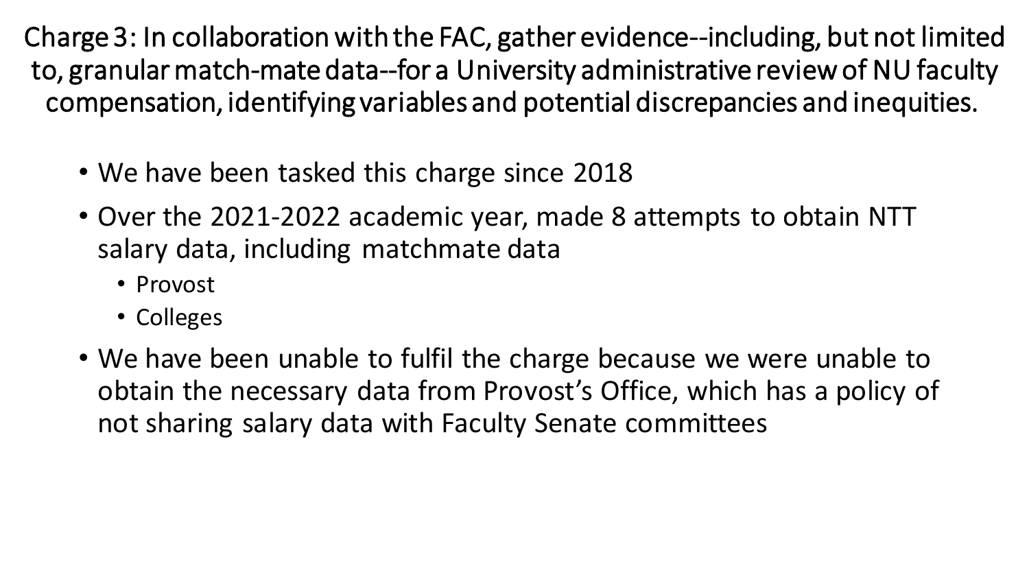# Charge 3: In collaboration with the FAC, gather evidence--including, but not limited to, granular match-mate data--for a University administrative review of NU faculty compensation, identifying variables and potential discrepancies and inequities.

- We have been tasked this charge since 2018
- Over the 2021-2022 academic year, made 8 attempts to obtain NTT salary data, including matchmate data
  - Provost
  - Colleges
- We have been unable to fulfil the charge because we were unable to obtain the necessary data from Provost's Office, which has a policy of not sharing salary data with Faculty Senate committees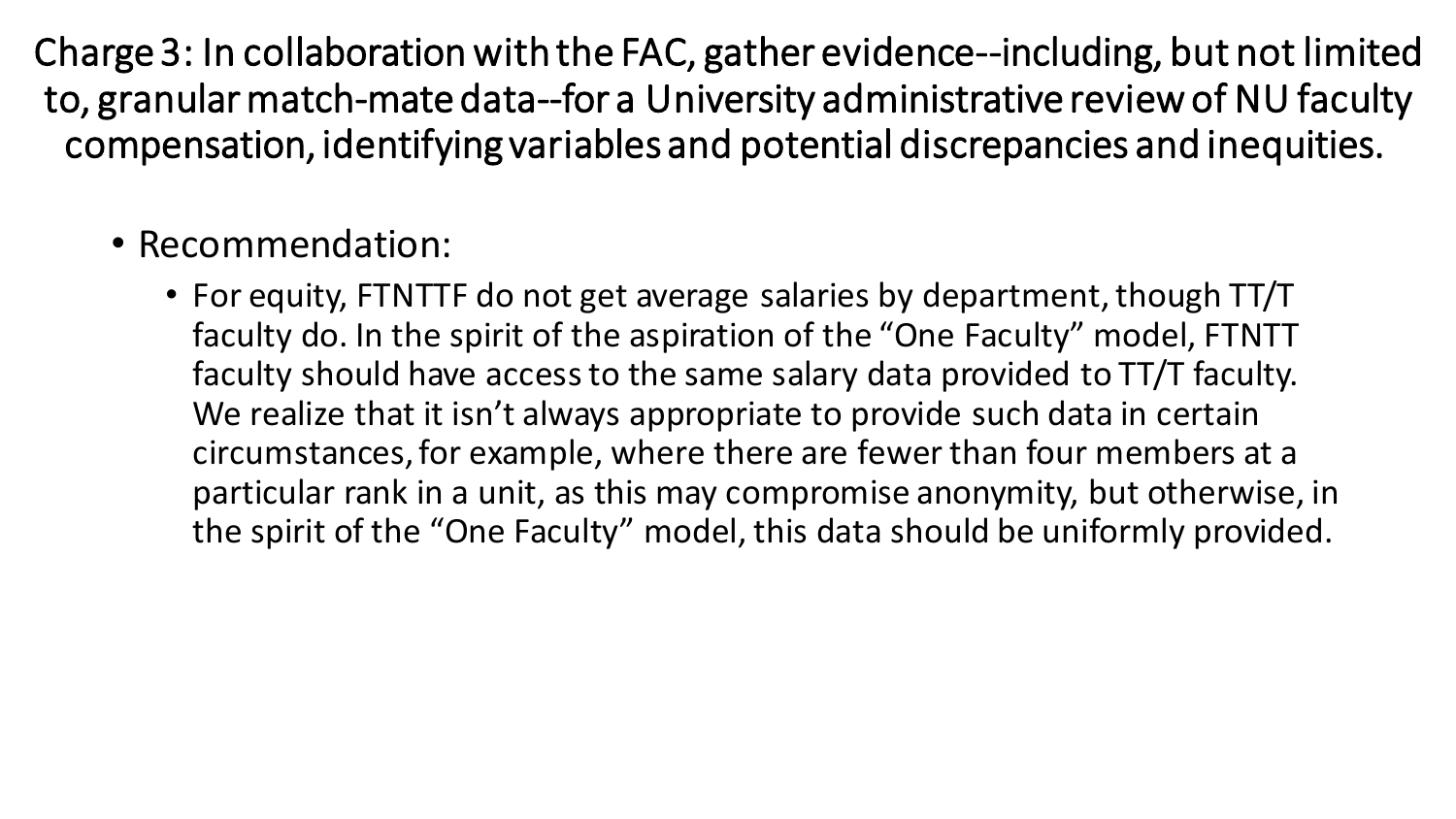# Charge 3: In collaboration with the FAC, gather evidence--including, but not limited to, granular match-mate data--for a University administrative review of NU faculty compensation, identifying variables and potential discrepancies and inequities.

- Recommendation:
  - For equity, FTNTTF do not get average salaries by department, though TT/T faculty do. In the spirit of the aspiration of the "One Faculty" model, FTNTT faculty should have access to the same salary data provided to TT/T faculty. We realize that it isn't always appropriate to provide such data in certain circumstances, for example, where there are fewer than four members at a particular rank in a unit, as this may compromise anonymity, but otherwise, in the spirit of the "One Faculty" model, this data should be uniformly provided.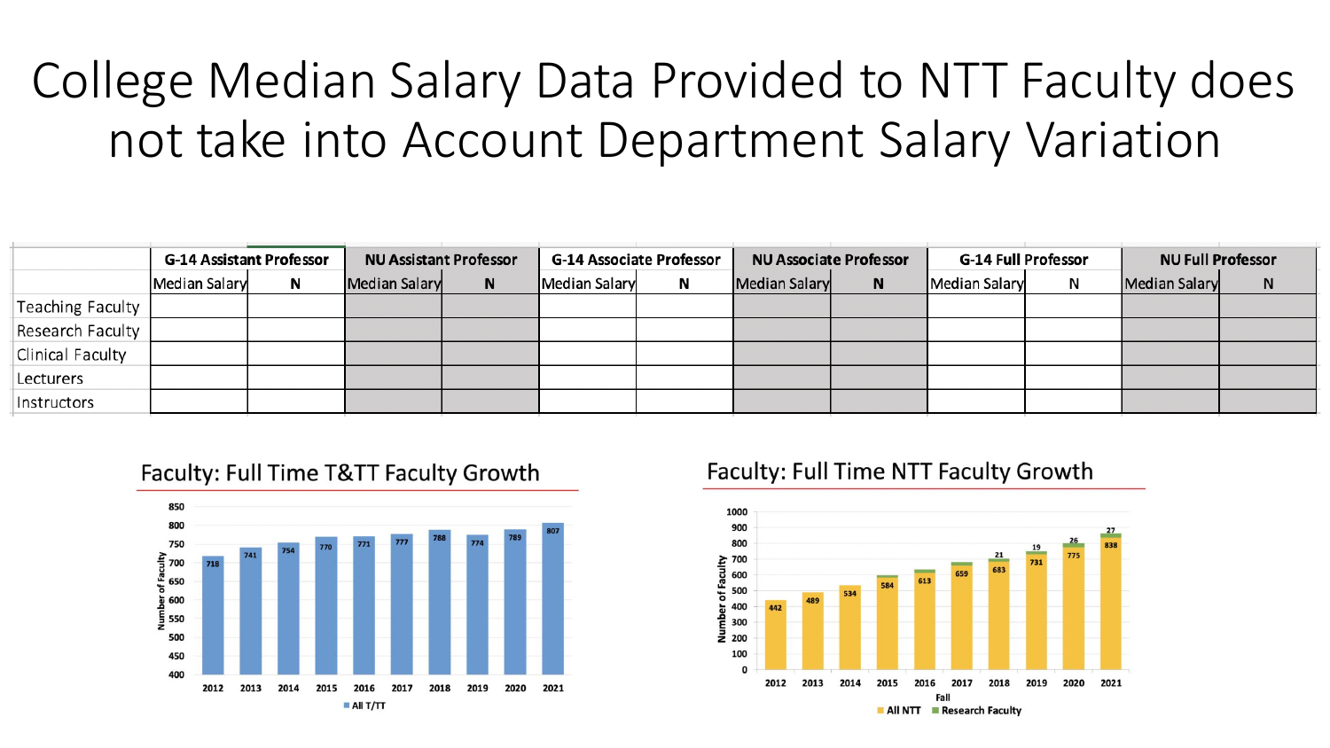# College Median Salary Data Provided to NTT Faculty does not take into Account Department Salary Variation

| | G-14 Assistant Professor | | NU Assistant Professor | | G-14 Associate Professor | | NU Associate Professor | | G-14 Full Professor | | NU Full Professor | |
|---|---|---|---|---|---|---|---|---|---|---|---|---|
| | Median Salary | N | Median Salary | N | Median Salary | N | Median Salary | N | Median Salary | N | Median Salary | N |
| Teaching Faculty | | | | | | | | | | | | |
| Research Faculty | | | | | | | | | | | | |
| Clinical Faculty | | | | | | | | | | | | |
| Lecturers | | | | | | | | | | | | |
| Instructors | | | | | | | | | | | | |

## Faculty: Full Time T&TT Faculty Growth

| Year | All T/TT |
|---|---|
| 2012 | 718 |
| 2013 | 741 |
| 2014 | 754 |
| 2015 | 770 |
| 2016 | 771 |
| 2017 | 777 |
| 2018 | 788 |
| 2019 | 774 |
| 2020 | 789 |
| 2021 | 807 |

## Faculty: Full Time NTT Faculty Growth

| Fall | All NTT | Research Faculty |
|---|---|---|
| 2012 | 442 | |
| 2013 | 489 | |
| 2014 | 534 | |
| 2015 | 584 | |
| 2016 | 613 | |
| 2017 | 659 | |
| 2018 | 683 | 21 |
| 2019 | 731 | 19 |
| 2020 | 775 | 26 |
| 2021 | 838 | 27 |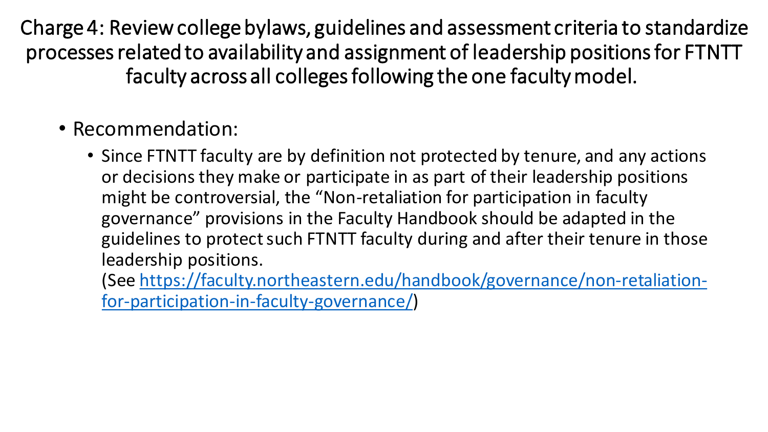# Charge 4: Review college bylaws, guidelines and assessment criteria to standardize processes related to availability and assignment of leadership positions for FTNTT faculty across all colleges following the one faculty model.

- Recommendation:
  - Since FTNTT faculty are by definition not protected by tenure, and any actions or decisions they make or participate in as part of their leadership positions might be controversial, the "Non-retaliation for participation in faculty governance" provisions in the Faculty Handbook should be adapted in the guidelines to protect such FTNTT faculty during and after their tenure in those leadership positions. (See [https://faculty.northeastern.edu/handbook/governance/non-retaliation-for-participation-in-faculty-governance/](https://faculty.northeastern.edu/handbook/governance/non-retaliation-for-participation-in-faculty-governance/))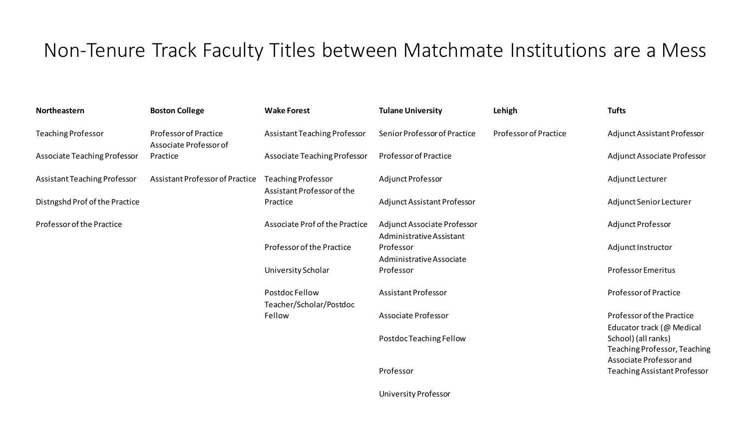# Non-Tenure Track Faculty Titles between Matchmate Institutions are a Mess

| Northeastern | Boston College | Wake Forest | Tulane University | Lehigh | Tufts |
|---|---|---|---|---|---|
| Teaching Professor | Professor of Practice | Assistant Teaching Professor | Senior Professor of Practice | Professor of Practice | Adjunct Assistant Professor |
| Associate Teaching Professor | Associate Professor of Practice | Associate Teaching Professor | Professor of Practice | | Adjunct Associate Professor |
| Assistant Teaching Professor | Assistant Professor of Practice | Teaching Professor | Adjunct Professor | | Adjunct Lecturer |
| Distngshd Prof of the Practice | | Assistant Professor of the Practice | Adjunct Assistant Professor | | Adjunct Senior Lecturer |
| Professor of the Practice | | Associate Prof of the Practice | Adjunct Associate Professor | | Adjunct Professor |
| | | Professor of the Practice | Administrative Assistant Professor | | Adjunct Instructor |
| | | University Scholar | Administrative Associate Professor | | Professor Emeritus |
| | | Postdoc Fellow | Assistant Professor | | Professor of Practice |
| | | Teacher/Scholar/Postdoc Fellow | Associate Professor | | Professor of the Practice |
| | | | Postdoc Teaching Fellow | | Educator track (@ Medical School) (all ranks) |
| | | | Professor | | Teaching Professor, Teaching Associate Professor and Teaching Assistant Professor |
| | | | University Professor | | |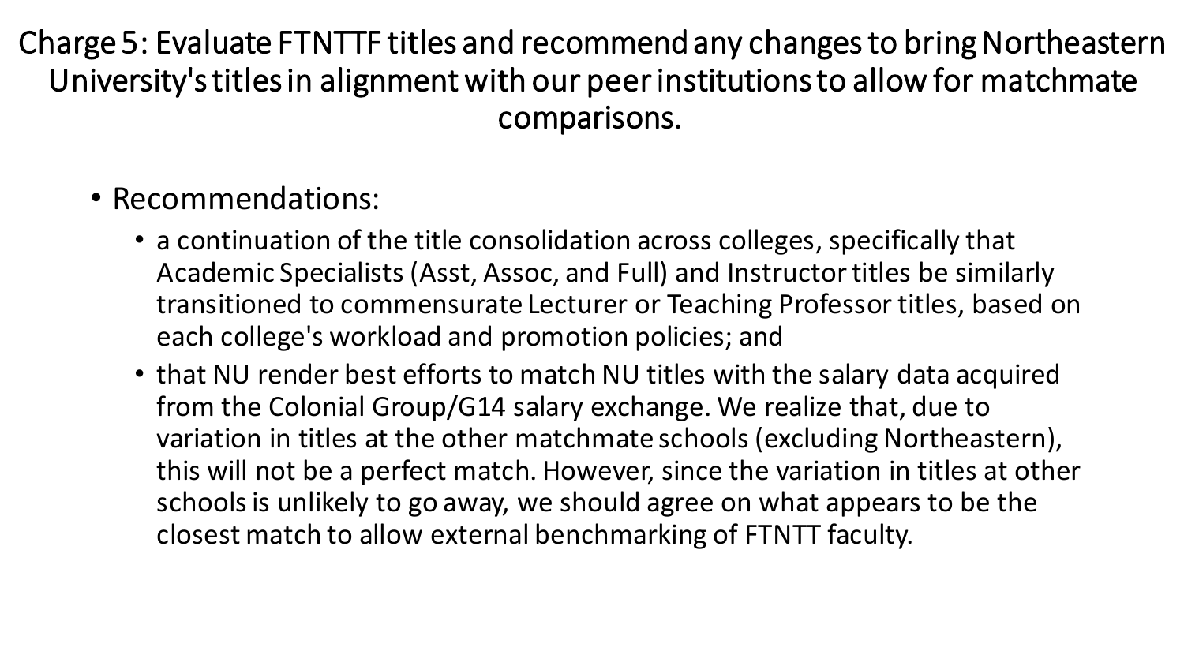# Charge 5: Evaluate FTNTTF titles and recommend any changes to bring Northeastern University's titles in alignment with our peer institutions to allow for matchmate comparisons.

- Recommendations:
  - a continuation of the title consolidation across colleges, specifically that Academic Specialists (Asst, Assoc, and Full) and Instructor titles be similarly transitioned to commensurate Lecturer or Teaching Professor titles, based on each college's workload and promotion policies; and
  - that NU render best efforts to match NU titles with the salary data acquired from the Colonial Group/G14 salary exchange. We realize that, due to variation in titles at the other matchmate schools (excluding Northeastern), this will not be a perfect match. However, since the variation in titles at other schools is unlikely to go away, we should agree on what appears to be the closest match to allow external benchmarking of FTNTT faculty.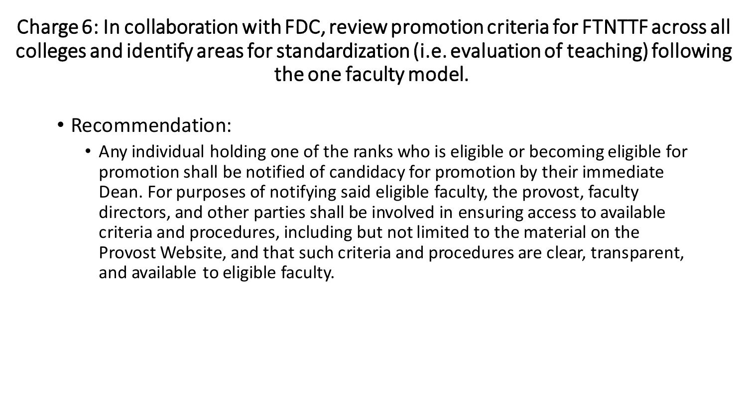# Charge 6: In collaboration with FDC, review promotion criteria for FTNTTF across all colleges and identify areas for standardization (i.e. evaluation of teaching) following the one faculty model.

- Recommendation:
  - Any individual holding one of the ranks who is eligible or becoming eligible for promotion shall be notified of candidacy for promotion by their immediate Dean. For purposes of notifying said eligible faculty, the provost, faculty directors, and other parties shall be involved in ensuring access to available criteria and procedures, including but not limited to the material on the Provost Website, and that such criteria and procedures are clear, transparent, and available to eligible faculty.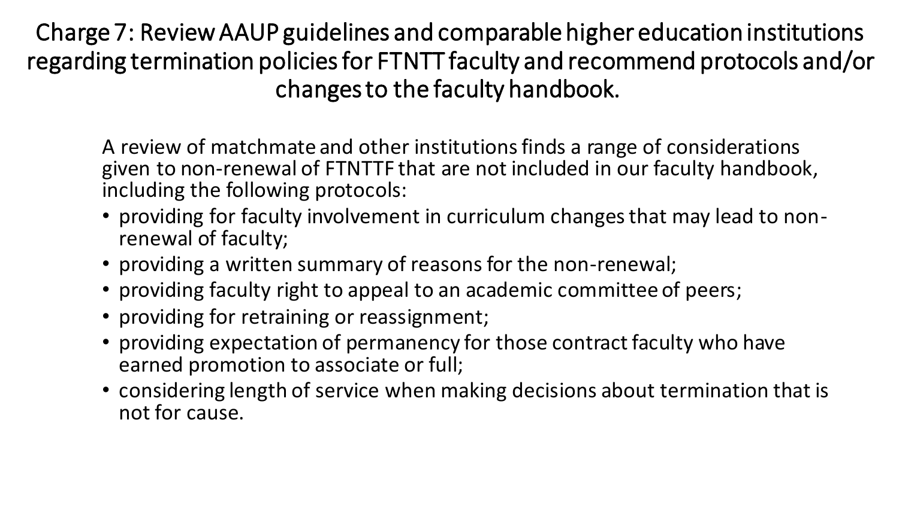# Charge 7: Review AAUP guidelines and comparable higher education institutions regarding termination policies for FTNTT faculty and recommend protocols and/or changes to the faculty handbook.

A review of matchmate and other institutions finds a range of considerations given to non-renewal of FTNTTF that are not included in our faculty handbook, including the following protocols:

- providing for faculty involvement in curriculum changes that may lead to non-renewal of faculty;
- providing a written summary of reasons for the non-renewal;
- providing faculty right to appeal to an academic committee of peers;
- providing for retraining or reassignment;
- providing expectation of permanency for those contract faculty who have earned promotion to associate or full;
- considering length of service when making decisions about termination that is not for cause.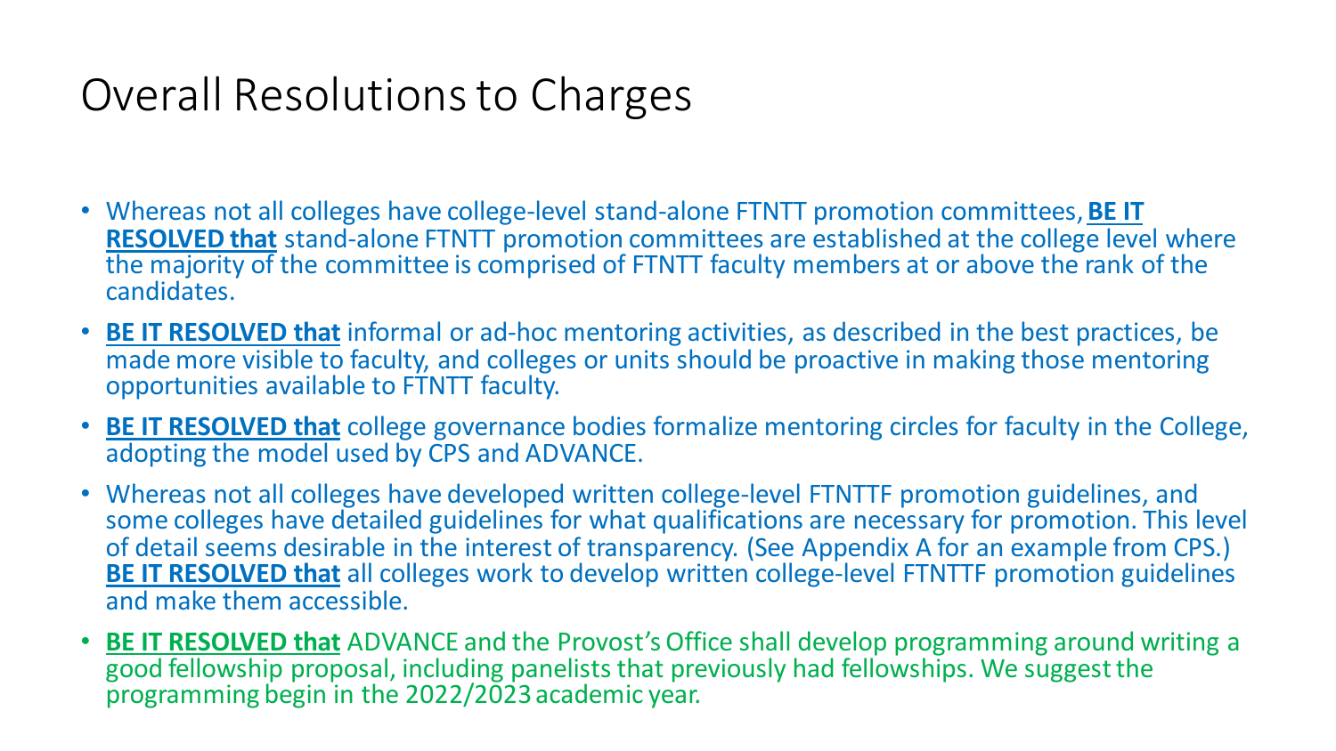# Overall Resolutions to Charges

- Whereas not all colleges have college-level stand-alone FTNTT promotion committees, **BE IT RESOLVED that** stand-alone FTNTT promotion committees are established at the college level where the majority of the committee is comprised of FTNTT faculty members at or above the rank of the candidates.
- **BE IT RESOLVED that** informal or ad-hoc mentoring activities, as described in the best practices, be made more visible to faculty, and colleges or units should be proactive in making those mentoring opportunities available to FTNTT faculty.
- **BE IT RESOLVED that** college governance bodies formalize mentoring circles for faculty in the College, adopting the model used by CPS and ADVANCE.
- Whereas not all colleges have developed written college-level FTNTTF promotion guidelines, and some colleges have detailed guidelines for what qualifications are necessary for promotion. This level of detail seems desirable in the interest of transparency. (See Appendix A for an example from CPS.) **BE IT RESOLVED that** all colleges work to develop written college-level FTNTTF promotion guidelines and make them accessible.
- **BE IT RESOLVED that** ADVANCE and the Provost's Office shall develop programming around writing a good fellowship proposal, including panelists that previously had fellowships. We suggest the programming begin in the 2022/2023 academic year.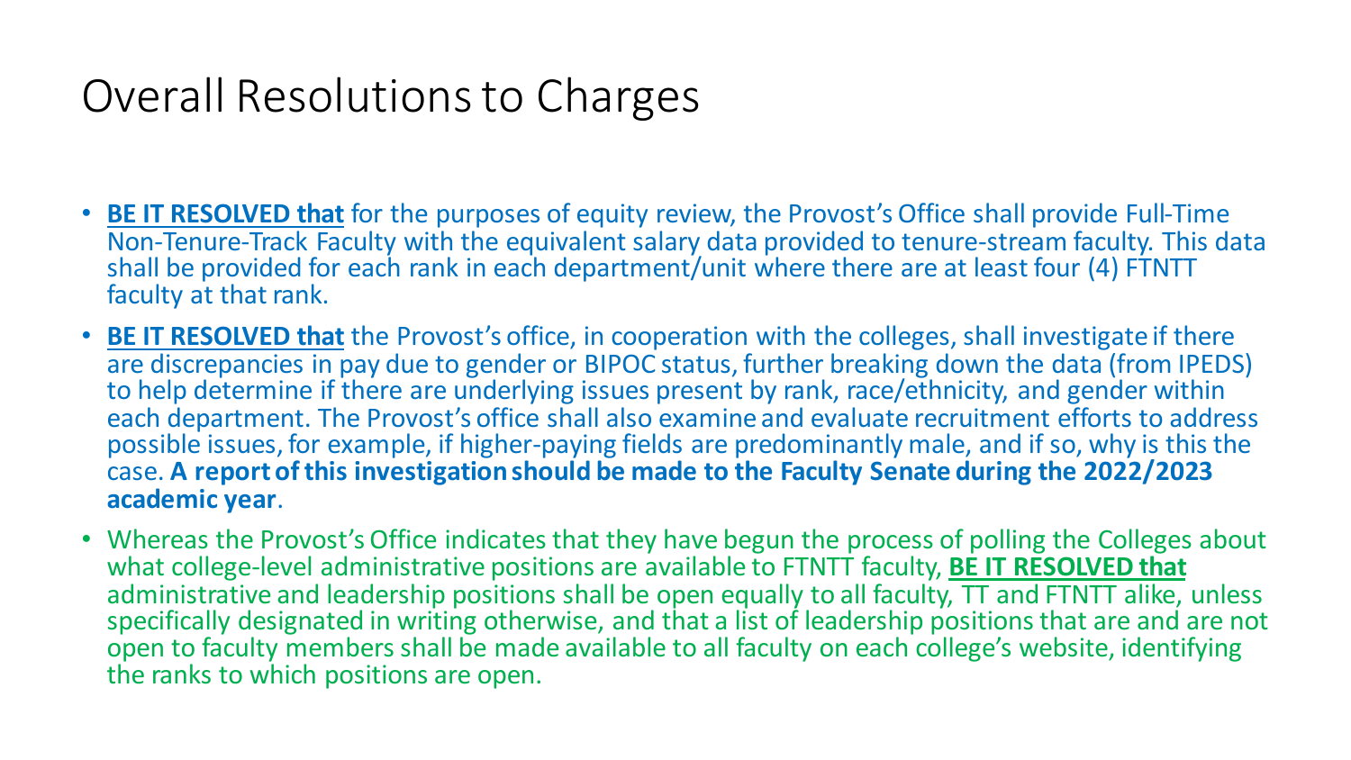# Overall Resolutions to Charges

- **BE IT RESOLVED that** for the purposes of equity review, the Provost's Office shall provide Full-Time Non-Tenure-Track Faculty with the equivalent salary data provided to tenure-stream faculty. This data shall be provided for each rank in each department/unit where there are at least four (4) FTNTT faculty at that rank.
- **BE IT RESOLVED that** the Provost's office, in cooperation with the colleges, shall investigate if there are discrepancies in pay due to gender or BIPOC status, further breaking down the data (from IPEDS) to help determine if there are underlying issues present by rank, race/ethnicity, and gender within each department. The Provost's office shall also examine and evaluate recruitment efforts to address possible issues, for example, if higher-paying fields are predominantly male, and if so, why is this the case. **A report of this investigation should be made to the Faculty Senate during the 2022/2023 academic year**.
- Whereas the Provost's Office indicates that they have begun the process of polling the Colleges about what college-level administrative positions are available to FTNTT faculty, **BE IT RESOLVED that** administrative and leadership positions shall be open equally to all faculty, TT and FTNTT alike, unless specifically designated in writing otherwise, and that a list of leadership positions that are and are not open to faculty members shall be made available to all faculty on each college's website, identifying the ranks to which positions are open.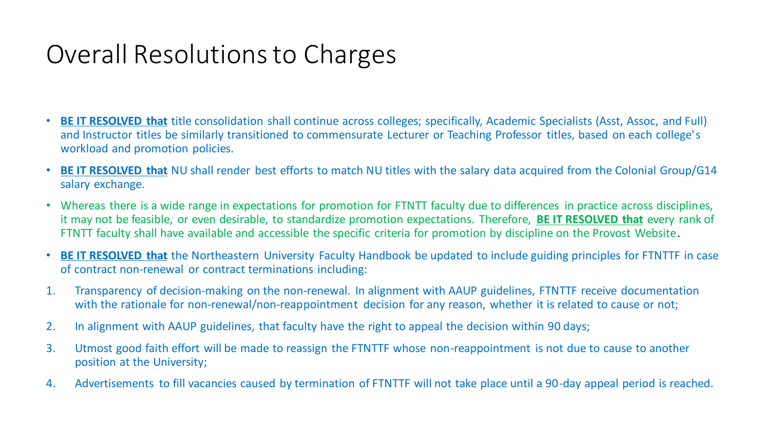# Overall Resolutions to Charges

- **BE IT RESOLVED that** title consolidation shall continue across colleges; specifically, Academic Specialists (Asst, Assoc, and Full) and Instructor titles be similarly transitioned to commensurate Lecturer or Teaching Professor titles, based on each college's workload and promotion policies.
- **BE IT RESOLVED that** NU shall render best efforts to match NU titles with the salary data acquired from the Colonial Group/G14 salary exchange.
- Whereas there is a wide range in expectations for promotion for FTNTT faculty due to differences in practice across disciplines, it may not be feasible, or even desirable, to standardize promotion expectations. Therefore, **BE IT RESOLVED that** every rank of FTNTT faculty shall have available and accessible the specific criteria for promotion by discipline on the Provost Website.
- **BE IT RESOLVED that** the Northeastern University Faculty Handbook be updated to include guiding principles for FTNTTF in case of contract non-renewal or contract terminations including:

1. Transparency of decision-making on the non-renewal. In alignment with AAUP guidelines, FTNTTF receive documentation with the rationale for non-renewal/non-reappointment decision for any reason, whether it is related to cause or not;
2. In alignment with AAUP guidelines, that faculty have the right to appeal the decision within 90 days;
3. Utmost good faith effort will be made to reassign the FTNTTF whose non-reappointment is not due to cause to another position at the University;
4. Advertisements to fill vacancies caused by termination of FTNTTF will not take place until a 90-day appeal period is reached.